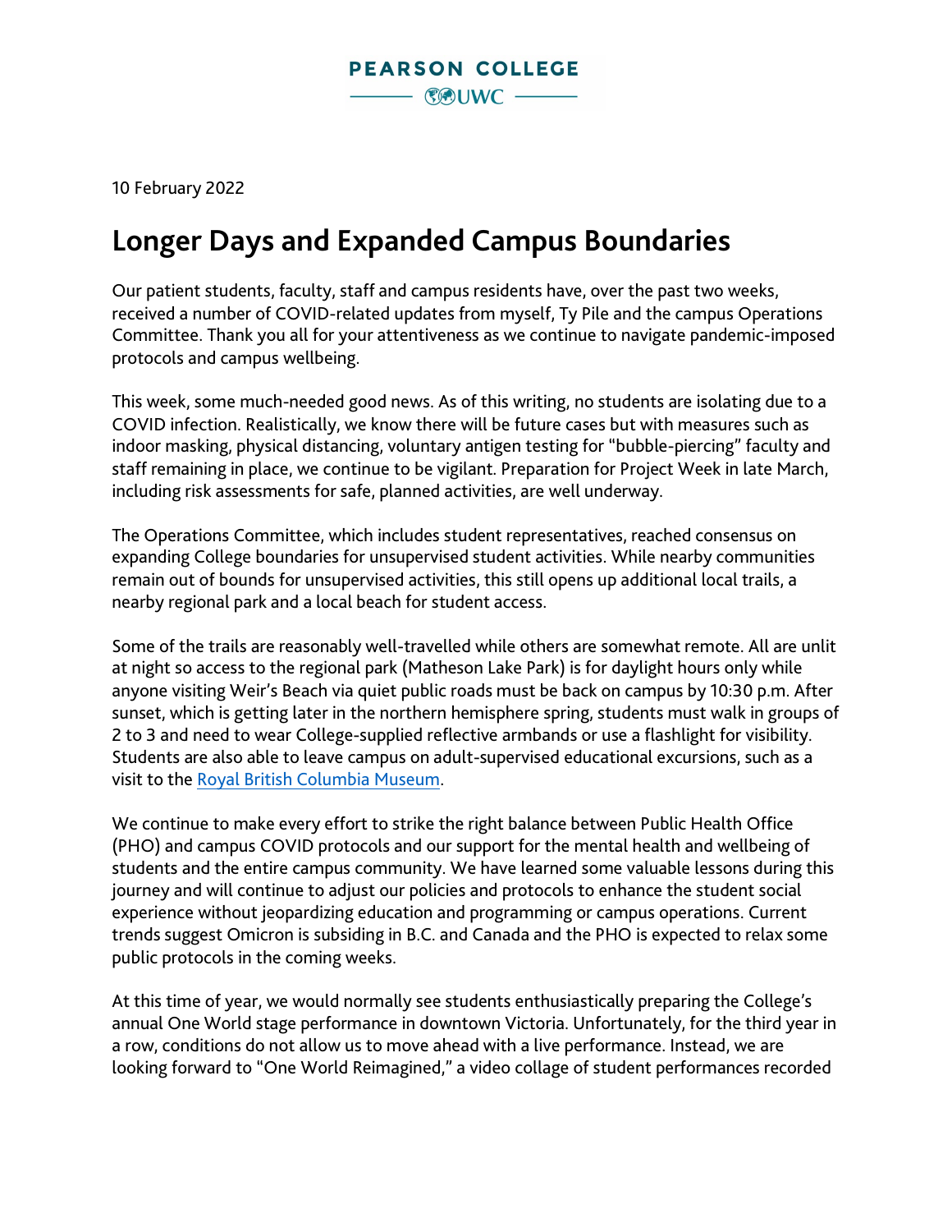PEARSON COLLEGE UWC

10 February 2022

# Longer Days and Expanded Campus Boundaries

Our patient students, faculty, staff and campus residents have, over the past two weeks, received a number of COVID-related updates from myself, Ty Pile and the campus Operations Committee. Thank you all for your attentiveness as we continue to navigate pandemic-imposed protocols and campus wellbeing.

This week, some much-needed good news. As of this writing, no students are isolating due to a COVID infection. Realistically, we know there will be future cases but with measures such as indoor masking, physical distancing, voluntary antigen testing for "bubble-piercing" faculty and staff remaining in place, we continue to be vigilant. Preparation for Project Week in late March, including risk assessments for safe, planned activities, are well underway.

The Operations Committee, which includes student representatives, reached consensus on expanding College boundaries for unsupervised student activities. While nearby communities remain out of bounds for unsupervised activities, this still opens up additional local trails, a nearby regional park and a local beach for student access.

Some of the trails are reasonably well-travelled while others are somewhat remote. All are unlit at night so access to the regional park (Matheson Lake Park) is for daylight hours only while anyone visiting Weir's Beach via quiet public roads must be back on campus by 10:30 p.m. After sunset, which is getting later in the northern hemisphere spring, students must walk in groups of 2 to 3 and need to wear College-supplied reflective armbands or use a flashlight for visibility. Students are also able to leave campus on adult-supervised educational excursions, such as a visit to the [Royal British Columbia Museum](#).

We continue to make every effort to strike the right balance between Public Health Office (PHO) and campus COVID protocols and our support for the mental health and wellbeing of students and the entire campus community. We have learned some valuable lessons during this journey and will continue to adjust our policies and protocols to enhance the student social experience without jeopardizing education and programming or campus operations. Current trends suggest Omicron is subsiding in B.C. and Canada and the PHO is expected to relax some public protocols in the coming weeks.

At this time of year, we would normally see students enthusiastically preparing the College's annual One World stage performance in downtown Victoria. Unfortunately, for the third year in a row, conditions do not allow us to move ahead with a live performance. Instead, we are looking forward to "One World Reimagined," a video collage of student performances recorded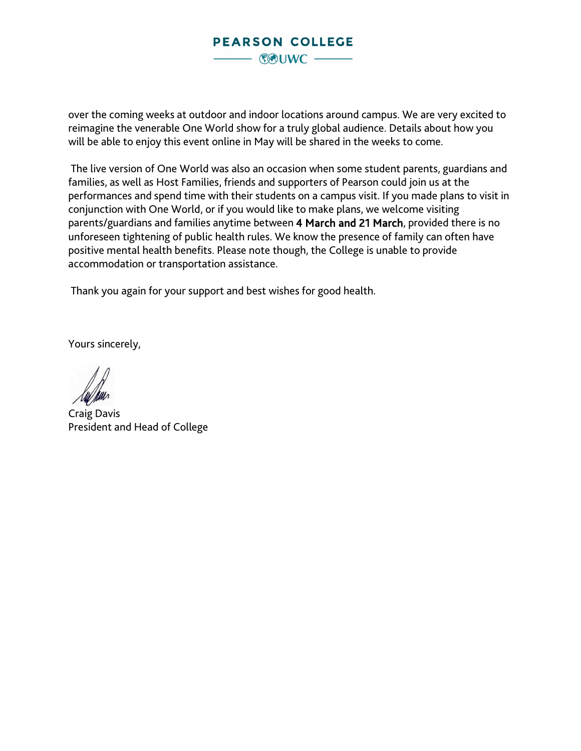over the coming weeks at outdoor and indoor locations around campus. We are very excited to reimagine the venerable One World show for a truly global audience. Details about how you will be able to enjoy this event online in May will be shared in the weeks to come.

The live version of One World was also an occasion when some student parents, guardians and families, as well as Host Families, friends and supporters of Pearson could join us at the performances and spend time with their students on a campus visit. If you made plans to visit in conjunction with One World, or if you would like to make plans, we welcome visiting parents/guardians and families anytime between **4 March and 21 March**, provided there is no unforeseen tightening of public health rules. We know the presence of family can often have positive mental health benefits. Please note though, the College is unable to provide accommodation or transportation assistance.

Thank you again for your support and best wishes for good health.

Yours sincerely,

Craig Davis
President and Head of College